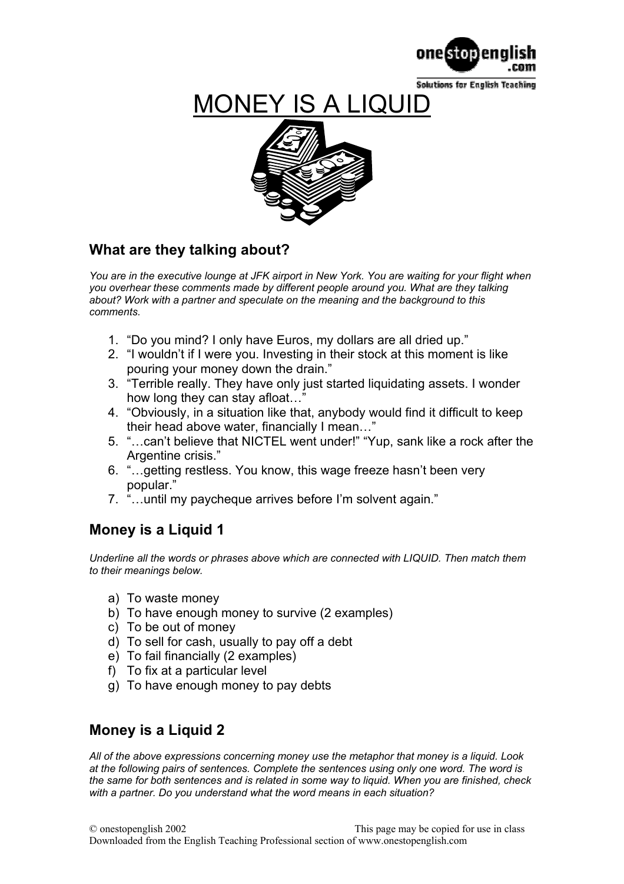# MONEY IS A LIQUID

## What are they talking about?

*You are in the executive lounge at JFK airport in New York. You are waiting for your flight when you overhear these comments made by different people around you. What are they talking about? Work with a partner and speculate on the meaning and the background to this comments.*

1. "Do you mind? I only have Euros, my dollars are all dried up."
2. "I wouldn't if I were you. Investing in their stock at this moment is like pouring your money down the drain."
3. "Terrible really. They have only just started liquidating assets. I wonder how long they can stay afloat…"
4. "Obviously, in a situation like that, anybody would find it difficult to keep their head above water, financially I mean…"
5. "…can't believe that NICTEL went under!" "Yup, sank like a rock after the Argentine crisis."
6. "…getting restless. You know, this wage freeze hasn't been very popular."
7. "…until my paycheque arrives before I'm solvent again."

## Money is a Liquid 1

*Underline all the words or phrases above which are connected with LIQUID. Then match them to their meanings below.*

a) To waste money
b) To have enough money to survive (2 examples)
c) To be out of money
d) To sell for cash, usually to pay off a debt
e) To fail financially (2 examples)
f) To fix at a particular level
g) To have enough money to pay debts

## Money is a Liquid 2

*All of the above expressions concerning money use the metaphor that money is a liquid. Look at the following pairs of sentences. Complete the sentences using only one word. The word is the same for both sentences and is related in some way to liquid. When you are finished, check with a partner. Do you understand what the word means in each situation?*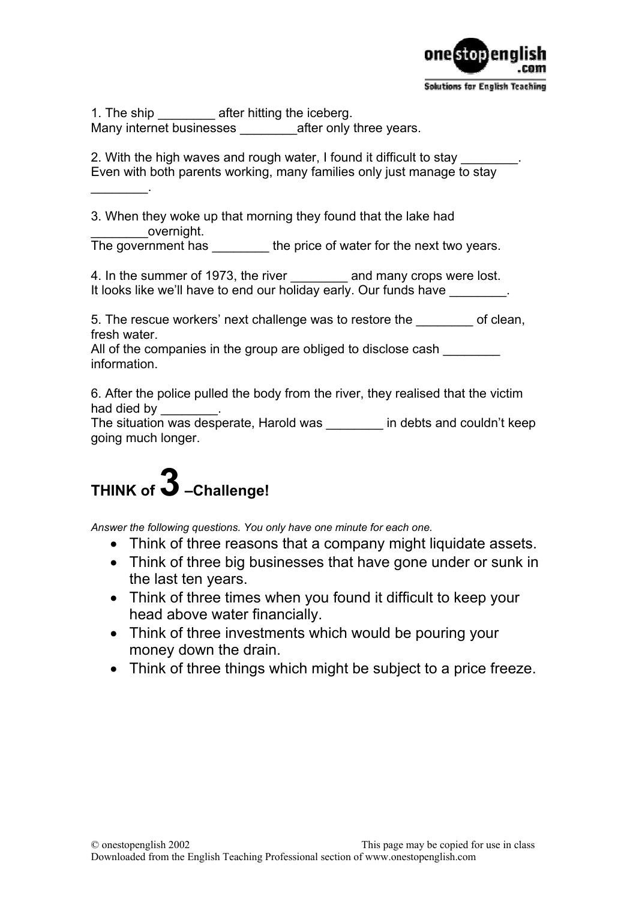1. The ship ________ after hitting the iceberg.
Many internet businesses ________after only three years.

2. With the high waves and rough water, I found it difficult to stay ________.
Even with both parents working, many families only just manage to stay ________.

3. When they woke up that morning they found that the lake had ________overnight.
The government has ________ the price of water for the next two years.

4. In the summer of 1973, the river ________ and many crops were lost.
It looks like we'll have to end our holiday early. Our funds have ________.

5. The rescue workers' next challenge was to restore the ________ of clean, fresh water.
All of the companies in the group are obliged to disclose cash ________ information.

6. After the police pulled the body from the river, they realised that the victim had died by ________.
The situation was desperate, Harold was ________ in debts and couldn't keep going much longer.

## THINK of 3 –Challenge!

*Answer the following questions. You only have one minute for each one.*

- Think of three reasons that a company might liquidate assets.
- Think of three big businesses that have gone under or sunk in the last ten years.
- Think of three times when you found it difficult to keep your head above water financially.
- Think of three investments which would be pouring your money down the drain.
- Think of three things which might be subject to a price freeze.

© onestopenglish 2002 This page may be copied for use in class
Downloaded from the English Teaching Professional section of www.onestopenglish.com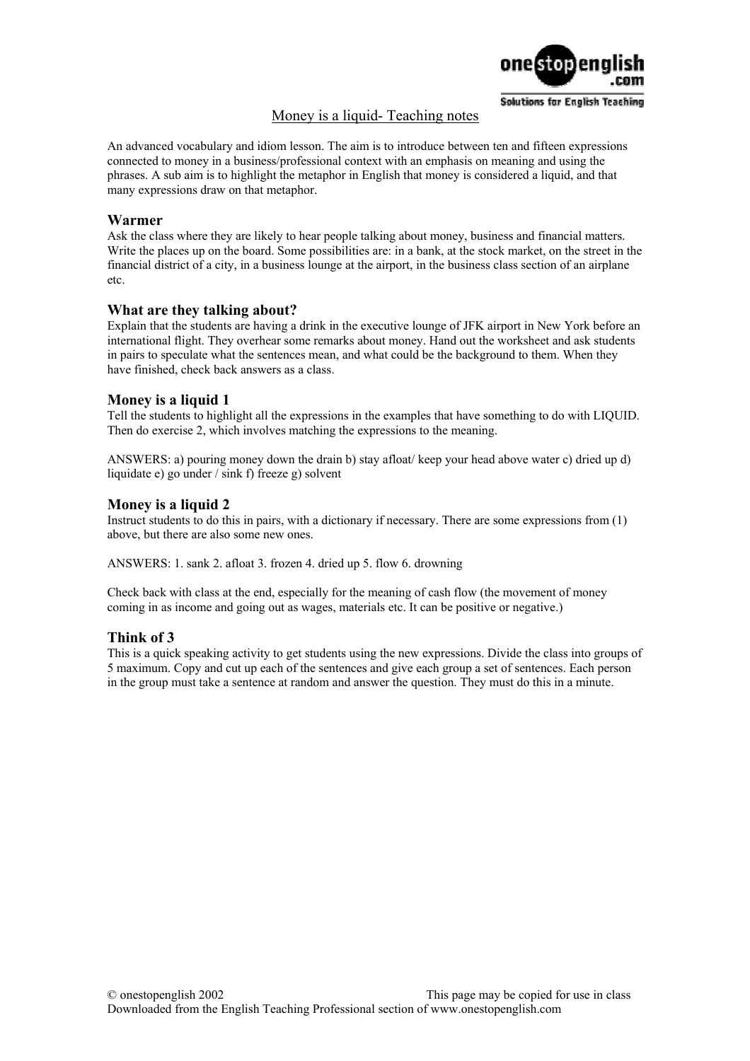# Money is a liquid- Teaching notes

An advanced vocabulary and idiom lesson. The aim is to introduce between ten and fifteen expressions connected to money in a business/professional context with an emphasis on meaning and using the phrases. A sub aim is to highlight the metaphor in English that money is considered a liquid, and that many expressions draw on that metaphor.

## Warmer

Ask the class where they are likely to hear people talking about money, business and financial matters. Write the places up on the board. Some possibilities are: in a bank, at the stock market, on the street in the financial district of a city, in a business lounge at the airport, in the business class section of an airplane etc.

## What are they talking about?

Explain that the students are having a drink in the executive lounge of JFK airport in New York before an international flight. They overhear some remarks about money. Hand out the worksheet and ask students in pairs to speculate what the sentences mean, and what could be the background to them. When they have finished, check back answers as a class.

## Money is a liquid 1

Tell the students to highlight all the expressions in the examples that have something to do with LIQUID. Then do exercise 2, which involves matching the expressions to the meaning.

ANSWERS: a) pouring money down the drain b) stay afloat/ keep your head above water c) dried up d) liquidate e) go under / sink f) freeze g) solvent

## Money is a liquid 2

Instruct students to do this in pairs, with a dictionary if necessary. There are some expressions from (1) above, but there are also some new ones.

ANSWERS: 1. sank 2. afloat 3. frozen 4. dried up 5. flow 6. drowning

Check back with class at the end, especially for the meaning of cash flow (the movement of money coming in as income and going out as wages, materials etc. It can be positive or negative.)

## Think of 3

This is a quick speaking activity to get students using the new expressions. Divide the class into groups of 5 maximum. Copy and cut up each of the sentences and give each group a set of sentences. Each person in the group must take a sentence at random and answer the question. They must do this in a minute.